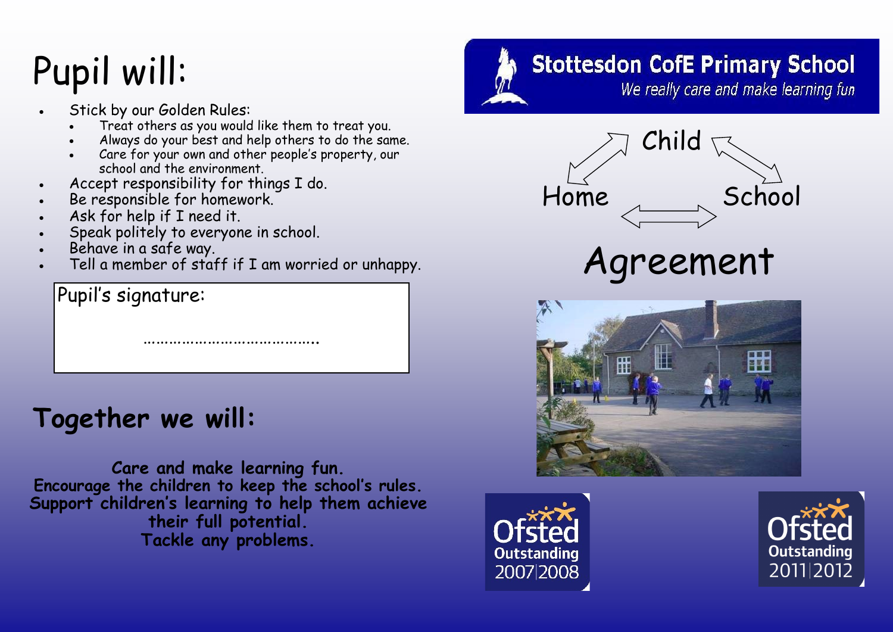# Pupil will:

- Stick by our Golden Rules:
  - Treat others as you would like them to treat you.
  - Always do your best and help others to do the same.
  - Care for your own and other people's property, our school and the environment.
- Accept responsibility for things I do.
- Be responsible for homework.
- Ask for help if I need it.
- Speak politely to everyone in school.
- Behave in a safe way.
- Tell a member of staff if I am worried or unhappy.

Pupil's signature:

……………………………………..

## Together we will:

**Care and make learning fun.**
**Encourage the children to keep the school's rules.**
**Support children's learning to help them achieve their full potential.**
**Tackle any problems.**

**Stottesdon CofE Primary School**

*We really care and make learning fun*

Child

Home — School

# Agreement

Ofsted Outstanding 2007|2008

Ofsted Outstanding 2011|2012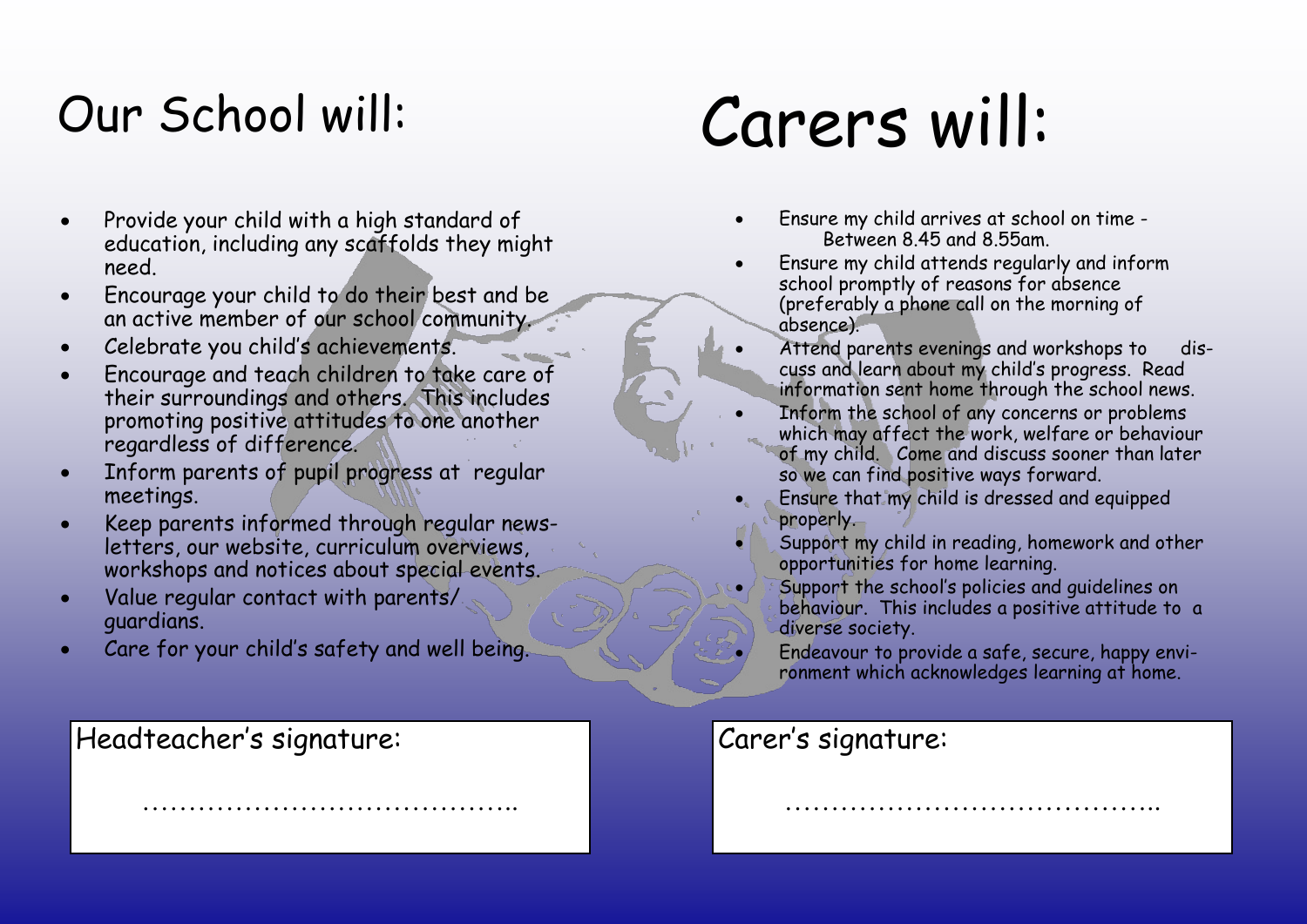## Our School will:

- Provide your child with a high standard of education, including any scaffolds they might need.
- Encourage your child to do their best and be an active member of our school community.
- Celebrate you child's achievements.
- Encourage and teach children to take care of their surroundings and others. This includes promoting positive attitudes to one another regardless of difference.
- Inform parents of pupil progress at regular meetings.
- Keep parents informed through regular newsletters, our website, curriculum overviews, workshops and notices about special events.
- Value regular contact with parents/ guardians.
- Care for your child's safety and well being.

Headteacher's signature:

……………………………………..

# Carers will:

- Ensure my child arrives at school on time - Between 8.45 and 8.55am.
- Ensure my child attends regularly and inform school promptly of reasons for absence (preferably a phone call on the morning of absence).
- Attend parents evenings and workshops to discuss and learn about my child's progress. Read information sent home through the school news.
- Inform the school of any concerns or problems which may affect the work, welfare or behaviour of my child. Come and discuss sooner than later so we can find positive ways forward.
- Ensure that my child is dressed and equipped properly.
- Support my child in reading, homework and other opportunities for home learning.
- Support the school's policies and guidelines on behaviour. This includes a positive attitude to a diverse society.
- Endeavour to provide a safe, secure, happy environment which acknowledges learning at home.

Carer's signature:

……………………………………..